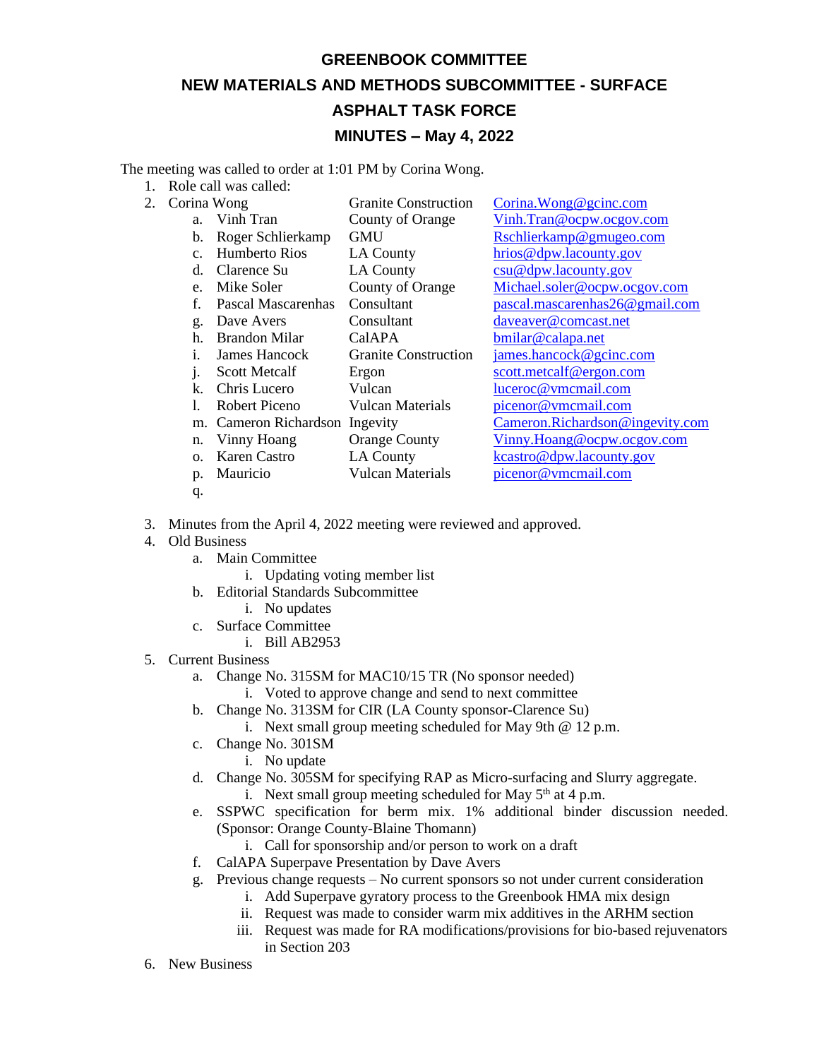# GREENBOOK COMMITTEE

## NEW MATERIALS AND METHODS SUBCOMMITTEE - SURFACE

## ASPHALT TASK FORCE

## MINUTES – May 4, 2022

The meeting was called to order at 1:01 PM by Corina Wong.

1. Role call was called:
2. Corina Wong — Granite Construction — Corina.Wong@gcinc.com
    a. Vinh Tran — County of Orange — Vinh.Tran@ocpw.ocgov.com
    b. Roger Schlierkamp — GMU — Rschlierkamp@gmugeo.com
    c. Humberto Rios — LA County — hrios@dpw.lacounty.gov
    d. Clarence Su — LA County — csu@dpw.lacounty.gov
    e. Mike Soler — County of Orange — Michael.soler@ocpw.ocgov.com
    f. Pascal Mascarenhas — Consultant — pascal.mascarenhas26@gmail.com
    g. Dave Avers — Consultant — daveaver@comcast.net
    h. Brandon Milar — CalAPA — bmilar@calapa.net
    i. James Hancock — Granite Construction — james.hancock@gcinc.com
    j. Scott Metcalf — Ergon — scott.metcalf@ergon.com
    k. Chris Lucero — Vulcan — luceroc@vmcmail.com
    l. Robert Piceno — Vulcan Materials — picenor@vmcmail.com
    m. Cameron Richardson — Ingevity — Cameron.Richardson@ingevity.com
    n. Vinny Hoang — Orange County — Vinny.Hoang@ocpw.ocgov.com
    o. Karen Castro — LA County — kcastro@dpw.lacounty.gov
    p. Mauricio — Vulcan Materials — picenor@vmcmail.com
    q.
3. Minutes from the April 4, 2022 meeting were reviewed and approved.
4. Old Business
    a. Main Committee
        i. Updating voting member list
    b. Editorial Standards Subcommittee
        i. No updates
    c. Surface Committee
        i. Bill AB2953
5. Current Business
    a. Change No. 315SM for MAC10/15 TR (No sponsor needed)
        i. Voted to approve change and send to next committee
    b. Change No. 313SM for CIR (LA County sponsor-Clarence Su)
        i. Next small group meeting scheduled for May 9th @ 12 p.m.
    c. Change No. 301SM
        i. No update
    d. Change No. 305SM for specifying RAP as Micro-surfacing and Slurry aggregate.
        i. Next small group meeting scheduled for May 5th at 4 p.m.
    e. SSPWC specification for berm mix. 1% additional binder discussion needed. (Sponsor: Orange County-Blaine Thomann)
        i. Call for sponsorship and/or person to work on a draft
    f. CalAPA Superpave Presentation by Dave Avers
    g. Previous change requests – No current sponsors so not under current consideration
        i. Add Superpave gyratory process to the Greenbook HMA mix design
        ii. Request was made to consider warm mix additives in the ARHM section
        iii. Request was made for RA modifications/provisions for bio-based rejuvenators in Section 203
6. New Business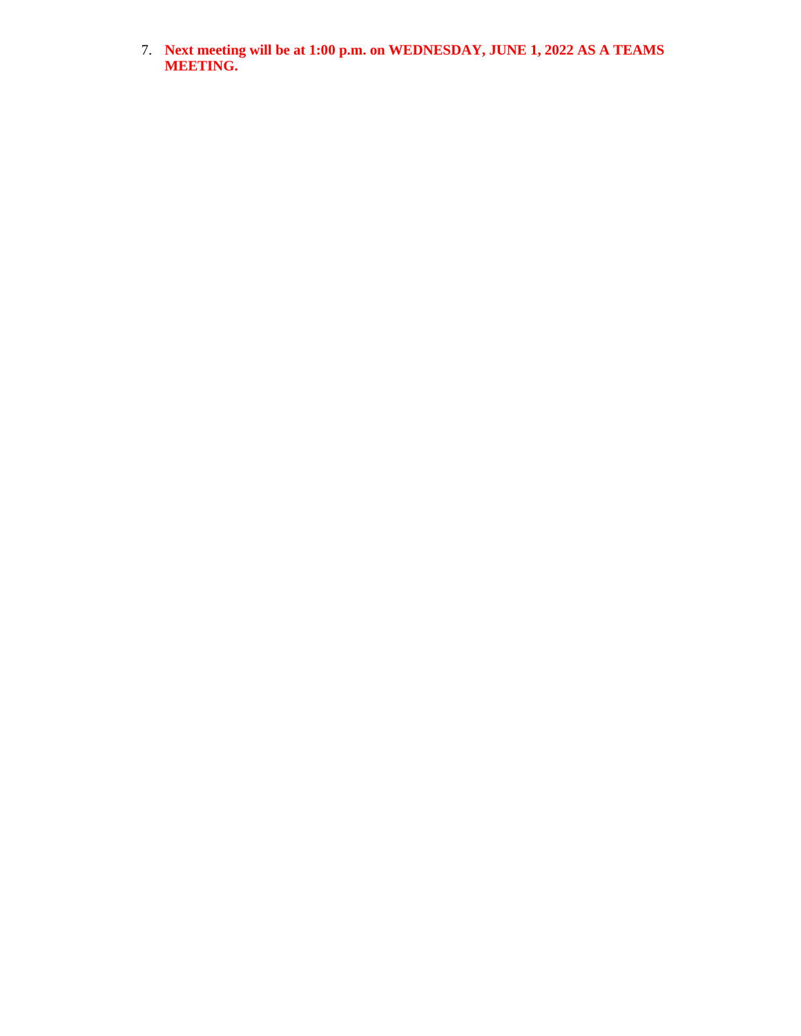7. **Next meeting will be at 1:00 p.m. on WEDNESDAY, JUNE 1, 2022 AS A TEAMS MEETING.**